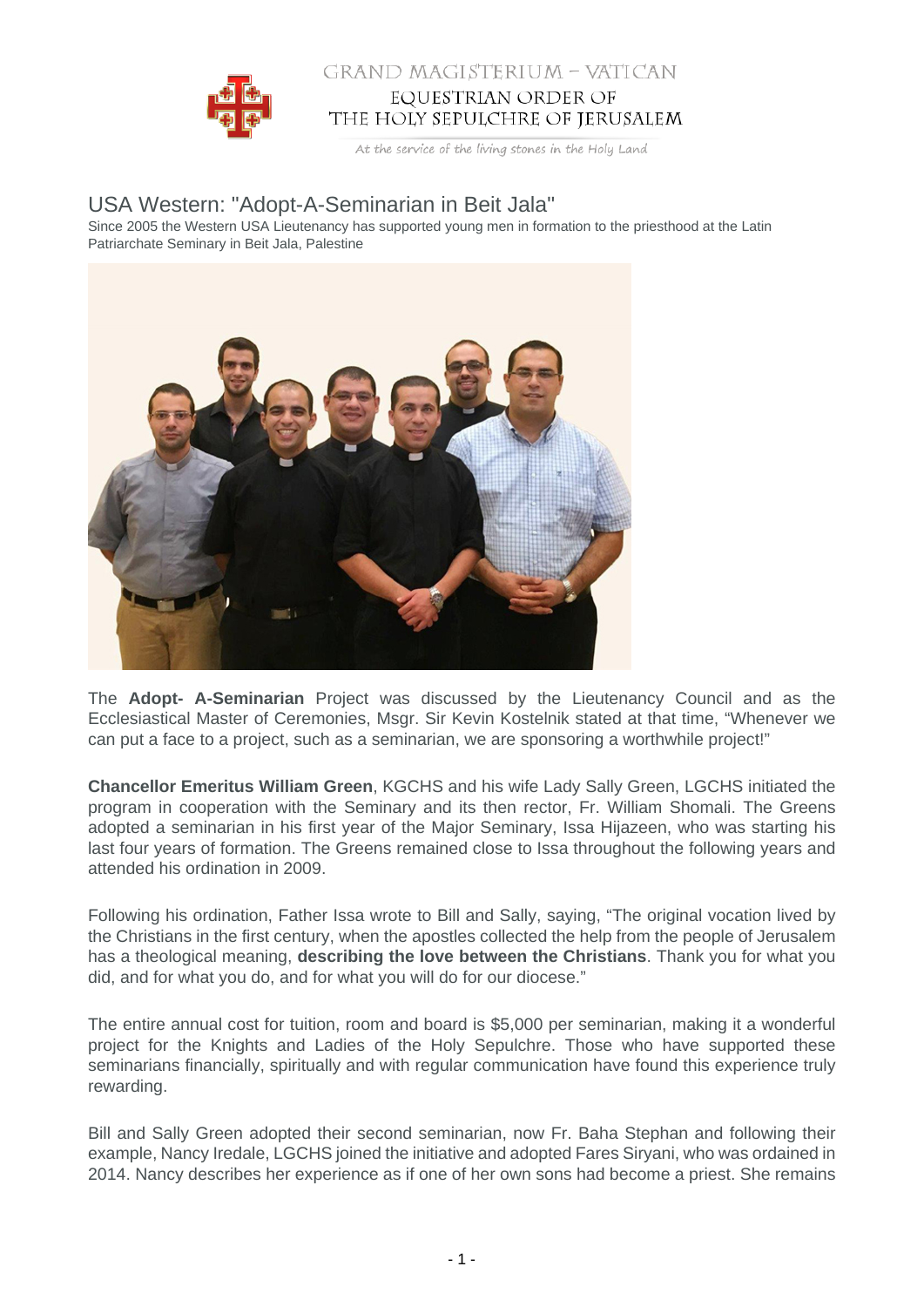# USA Western: "Adopt-A-Seminarian in Beit Jala"

Since 2005 the Western USA Lieutenancy has supported young men in formation to the priesthood at the Latin Patriarchate Seminary in Beit Jala, Palestine

The **Adopt- A-Seminarian** Project was discussed by the Lieutenancy Council and as the Ecclesiastical Master of Ceremonies, Msgr. Sir Kevin Kostelnik stated at that time, "Whenever we can put a face to a project, such as a seminarian, we are sponsoring a worthwhile project!"

**Chancellor Emeritus William Green**, KGCHS and his wife Lady Sally Green, LGCHS initiated the program in cooperation with the Seminary and its then rector, Fr. William Shomali. The Greens adopted a seminarian in his first year of the Major Seminary, Issa Hijazeen, who was starting his last four years of formation. The Greens remained close to Issa throughout the following years and attended his ordination in 2009.

Following his ordination, Father Issa wrote to Bill and Sally, saying, "The original vocation lived by the Christians in the first century, when the apostles collected the help from the people of Jerusalem has a theological meaning, **describing the love between the Christians**. Thank you for what you did, and for what you do, and for what you will do for our diocese."

The entire annual cost for tuition, room and board is $5,000 per seminarian, making it a wonderful project for the Knights and Ladies of the Holy Sepulchre. Those who have supported these seminarians financially, spiritually and with regular communication have found this experience truly rewarding.

Bill and Sally Green adopted their second seminarian, now Fr. Baha Stephan and following their example, Nancy Iredale, LGCHS joined the initiative and adopted Fares Siryani, who was ordained in 2014. Nancy describes her experience as if one of her own sons had become a priest. She remains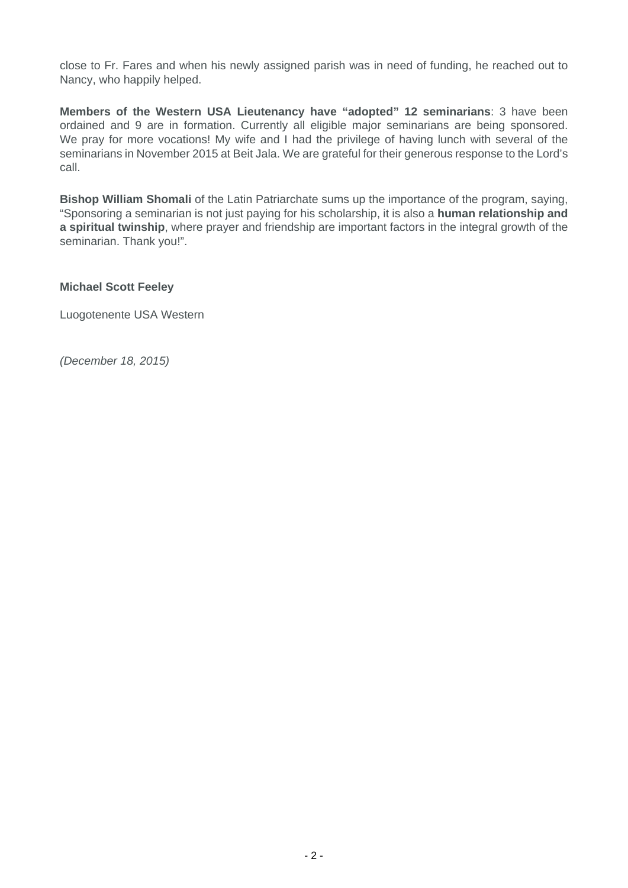close to Fr. Fares and when his newly assigned parish was in need of funding, he reached out to Nancy, who happily helped.

**Members of the Western USA Lieutenancy have “adopted” 12 seminarians**: 3 have been ordained and 9 are in formation. Currently all eligible major seminarians are being sponsored. We pray for more vocations! My wife and I had the privilege of having lunch with several of the seminarians in November 2015 at Beit Jala. We are grateful for their generous response to the Lord’s call.

**Bishop William Shomali** of the Latin Patriarchate sums up the importance of the program, saying, “Sponsoring a seminarian is not just paying for his scholarship, it is also a **human relationship and a spiritual twinship**, where prayer and friendship are important factors in the integral growth of the seminarian. Thank you!”.

**Michael Scott Feeley**

Luogotenente USA Western

*(December 18, 2015)*